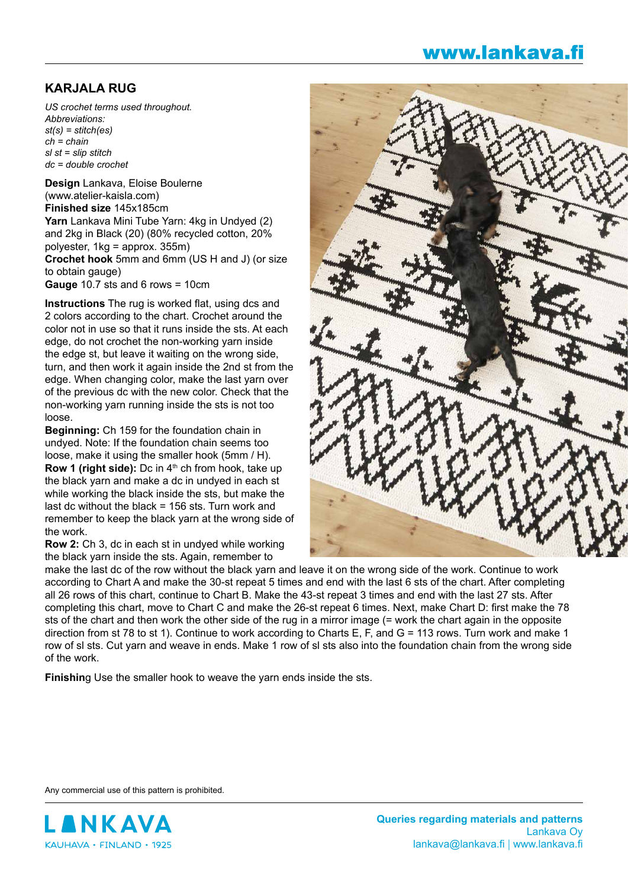## KARJALA RUG

*US crochet terms used throughout.*
*Abbreviations:*
*st(s) = stitch(es)*
*ch = chain*
*sl st = slip stitch*
*dc = double crochet*

**Design** Lankava, Eloise Boulerne (www.atelier-kaisla.com)
**Finished size** 145x185cm
**Yarn** Lankava Mini Tube Yarn: 4kg in Undyed (2) and 2kg in Black (20) (80% recycled cotton, 20% polyester, 1kg = approx. 355m)
**Crochet hook** 5mm and 6mm (US H and J) (or size to obtain gauge)
**Gauge** 10.7 sts and 6 rows = 10cm

**Instructions** The rug is worked flat, using dcs and 2 colors according to the chart. Crochet around the color not in use so that it runs inside the sts. At each edge, do not crochet the non-working yarn inside the edge st, but leave it waiting on the wrong side, turn, and then work it again inside the 2nd st from the edge. When changing color, make the last yarn over of the previous dc with the new color. Check that the non-working yarn running inside the sts is not too loose.

**Beginning:** Ch 159 for the foundation chain in undyed. Note: If the foundation chain seems too loose, make it using the smaller hook (5mm / H).

**Row 1 (right side):** Dc in 4th ch from hook, take up the black yarn and make a dc in undyed in each st while working the black inside the sts, but make the last dc without the black = 156 sts. Turn work and remember to keep the black yarn at the wrong side of the work.

**Row 2:** Ch 3, dc in each st in undyed while working the black yarn inside the sts. Again, remember to make the last dc of the row without the black yarn and leave it on the wrong side of the work. Continue to work according to Chart A and make the 30-st repeat 5 times and end with the last 6 sts of the chart. After completing all 26 rows of this chart, continue to Chart B. Make the 43-st repeat 3 times and end with the last 27 sts. After completing this chart, move to Chart C and make the 26-st repeat 6 times. Next, make Chart D: first make the 78 sts of the chart and then work the other side of the rug in a mirror image (= work the chart again in the opposite direction from st 78 to st 1). Continue to work according to Charts E, F, and G = 113 rows. Turn work and make 1 row of sl sts. Cut yarn and weave in ends. Make 1 row of sl sts also into the foundation chain from the wrong side of the work.

**Finishing** Use the smaller hook to weave the yarn ends inside the sts.

Any commercial use of this pattern is prohibited.

**Queries regarding materials and patterns**
Lankava Oy
lankava@lankava.fi | www.lankava.fi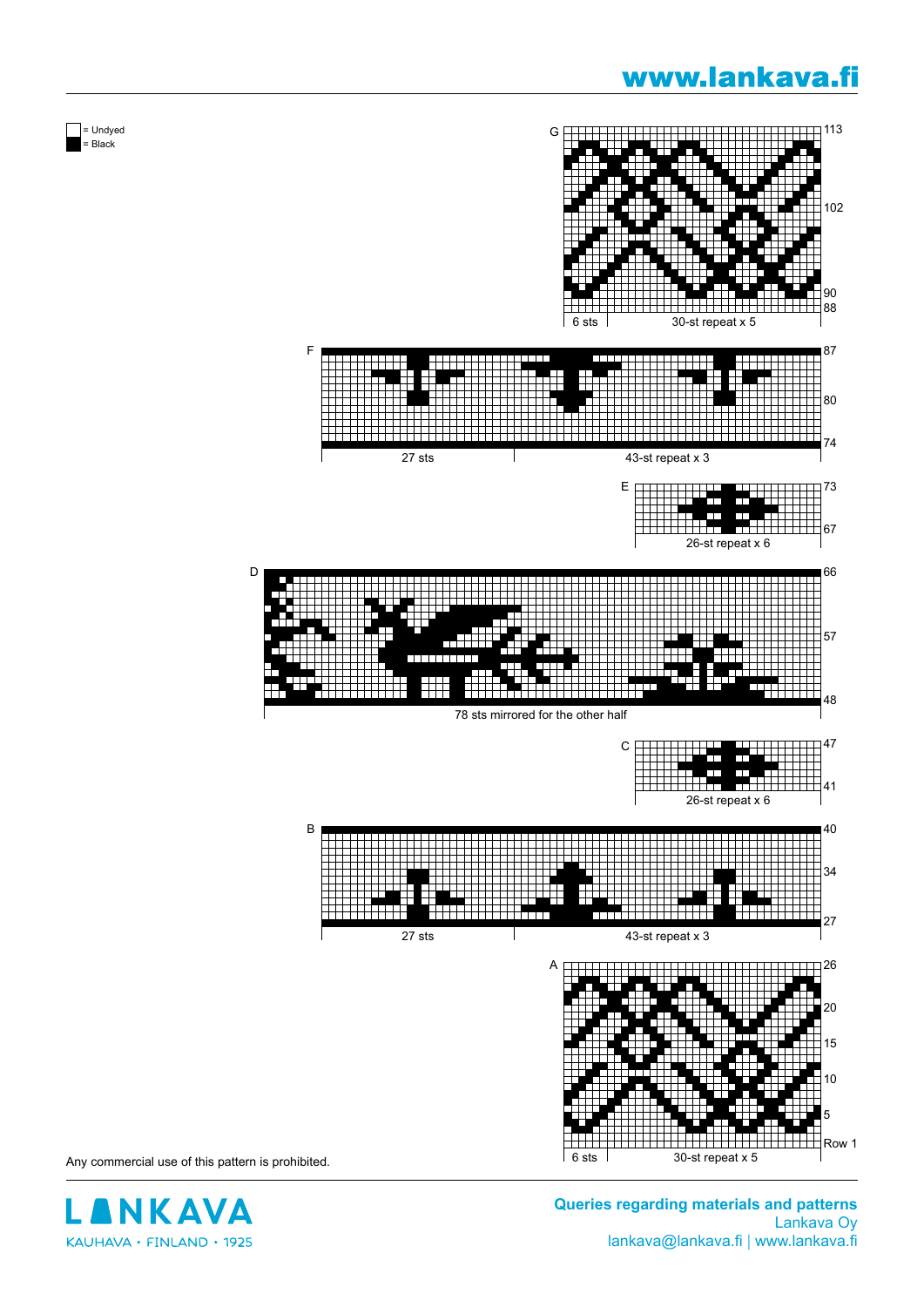www.lankava.fi

= Undyed
= Black

G

113

102

90

88

6 sts

30-st repeat x 5

F

87

80

74

27 sts

43-st repeat x 3

E

73

67

26-st repeat x 6

D

66

57

48

78 sts mirrored for the other half

C

47

41

26-st repeat x 6

B

40

34

27

27 sts

43-st repeat x 3

A

26

20

15

10

5

Row 1

6 sts

30-st repeat x 5

Any commercial use of this pattern is prohibited.

LANKAVA
KAUHAVA • FINLAND • 1925

**Queries regarding materials and patterns**
Lankava Oy
lankava@lankava.fi | www.lankava.fi